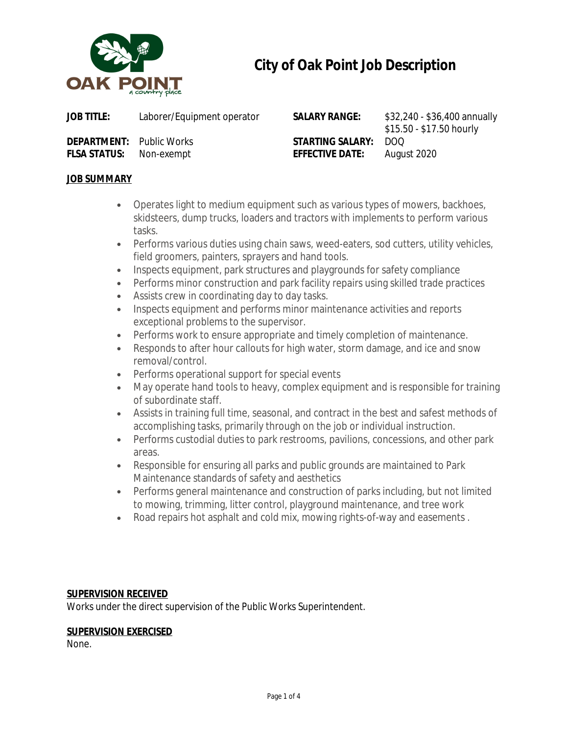# City of Oak Point Job Description

| | | | |
|---|---|---|---|
| **JOB TITLE:** | Laborer/Equipment operator | **SALARY RANGE:** | $32,240 - $36,400 annually<br>$15.50 - $17.50 hourly |
| **DEPARTMENT:** | Public Works | **STARTING SALARY:** | DOQ |
| **FLSA STATUS:** | Non-exempt | **EFFECTIVE DATE:** | August 2020 |

## JOB SUMMARY

- Operates light to medium equipment such as various types of mowers, backhoes, skidsteers, dump trucks, loaders and tractors with implements to perform various tasks.
- Performs various duties using chain saws, weed-eaters, sod cutters, utility vehicles, field groomers, painters, sprayers and hand tools.
- Inspects equipment, park structures and playgrounds for safety compliance
- Performs minor construction and park facility repairs using skilled trade practices
- Assists crew in coordinating day to day tasks.
- Inspects equipment and performs minor maintenance activities and reports exceptional problems to the supervisor.
- Performs work to ensure appropriate and timely completion of maintenance.
- Responds to after hour callouts for high water, storm damage, and ice and snow removal/control.
- Performs operational support for special events
- May operate hand tools to heavy, complex equipment and is responsible for training of subordinate staff.
- Assists in training full time, seasonal, and contract in the best and safest methods of accomplishing tasks, primarily through on the job or individual instruction.
- Performs custodial duties to park restrooms, pavilions, concessions, and other park areas.
- Responsible for ensuring all parks and public grounds are maintained to Park Maintenance standards of safety and aesthetics
- Performs general maintenance and construction of parks including, but not limited to mowing, trimming, litter control, playground maintenance, and tree work
- Road repairs hot asphalt and cold mix, mowing rights-of-way and easements .

## SUPERVISION RECEIVED

Works under the direct supervision of the Public Works Superintendent.

## SUPERVISION EXERCISED

None.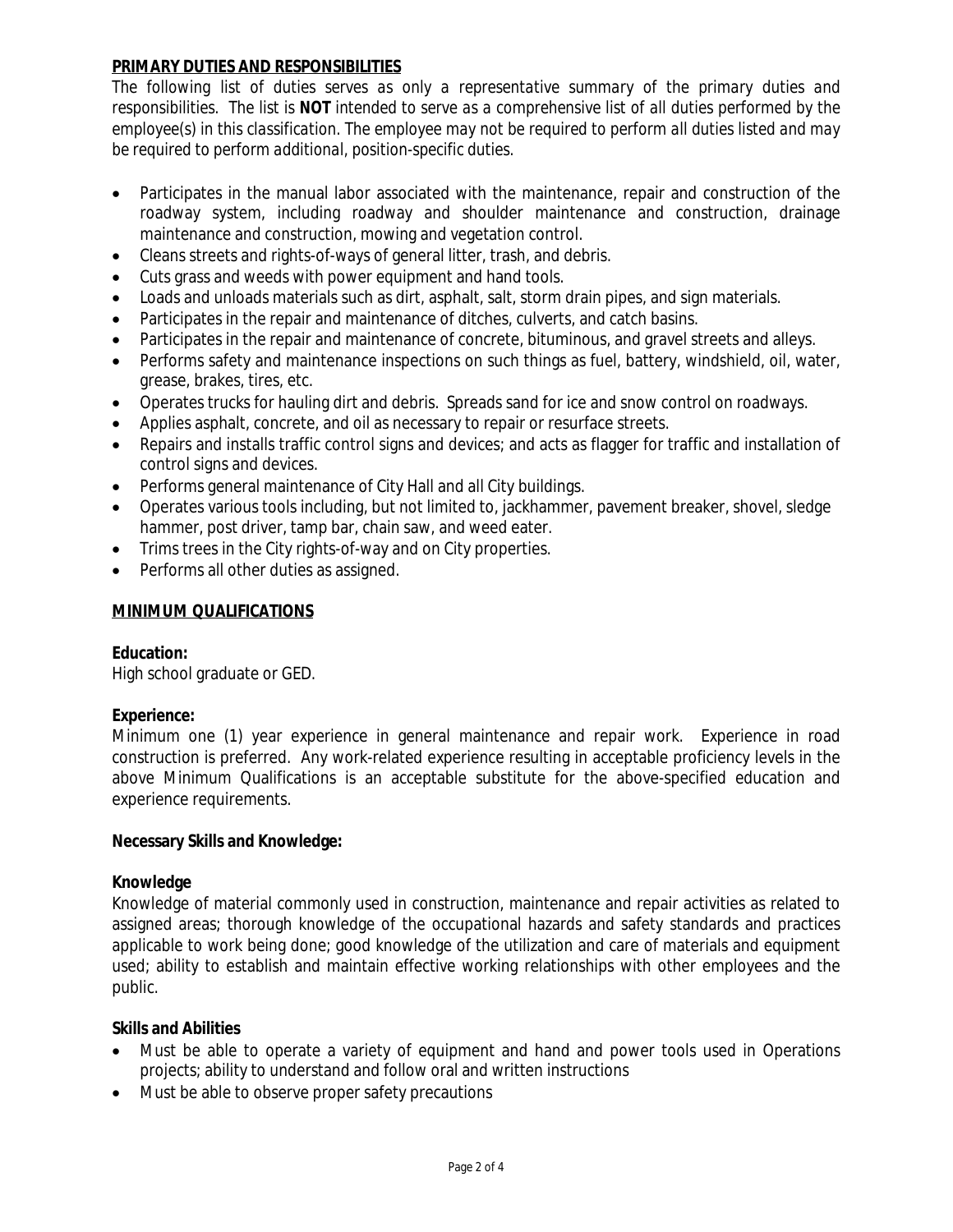## PRIMARY DUTIES AND RESPONSIBILITIES

*The following list of duties serves as only a representative summary of the primary duties and responsibilities. The list is **NOT** intended to serve as a comprehensive list of all duties performed by the employee(s) in this classification. The employee may not be required to perform all duties listed and may be required to perform additional, position-specific duties.*

- Participates in the manual labor associated with the maintenance, repair and construction of the roadway system, including roadway and shoulder maintenance and construction, drainage maintenance and construction, mowing and vegetation control.
- Cleans streets and rights-of-ways of general litter, trash, and debris.
- Cuts grass and weeds with power equipment and hand tools.
- Loads and unloads materials such as dirt, asphalt, salt, storm drain pipes, and sign materials.
- Participates in the repair and maintenance of ditches, culverts, and catch basins.
- Participates in the repair and maintenance of concrete, bituminous, and gravel streets and alleys.
- Performs safety and maintenance inspections on such things as fuel, battery, windshield, oil, water, grease, brakes, tires, etc.
- Operates trucks for hauling dirt and debris. Spreads sand for ice and snow control on roadways.
- Applies asphalt, concrete, and oil as necessary to repair or resurface streets.
- Repairs and installs traffic control signs and devices; and acts as flagger for traffic and installation of control signs and devices.
- Performs general maintenance of City Hall and all City buildings.
- Operates various tools including, but not limited to, jackhammer, pavement breaker, shovel, sledge hammer, post driver, tamp bar, chain saw, and weed eater.
- Trims trees in the City rights-of-way and on City properties.
- Performs all other duties as assigned.

## MINIMUM QUALIFICATIONS

**Education:**
High school graduate or GED.

**Experience:**
Minimum one (1) year experience in general maintenance and repair work. Experience in road construction is preferred. Any work-related experience resulting in acceptable proficiency levels in the above Minimum Qualifications is an acceptable substitute for the above-specified education and experience requirements.

**Necessary Skills and Knowledge:**

**Knowledge**
Knowledge of material commonly used in construction, maintenance and repair activities as related to assigned areas; thorough knowledge of the occupational hazards and safety standards and practices applicable to work being done; good knowledge of the utilization and care of materials and equipment used; ability to establish and maintain effective working relationships with other employees and the public.

**Skills and Abilities**

- Must be able to operate a variety of equipment and hand and power tools used in Operations projects; ability to understand and follow oral and written instructions
- Must be able to observe proper safety precautions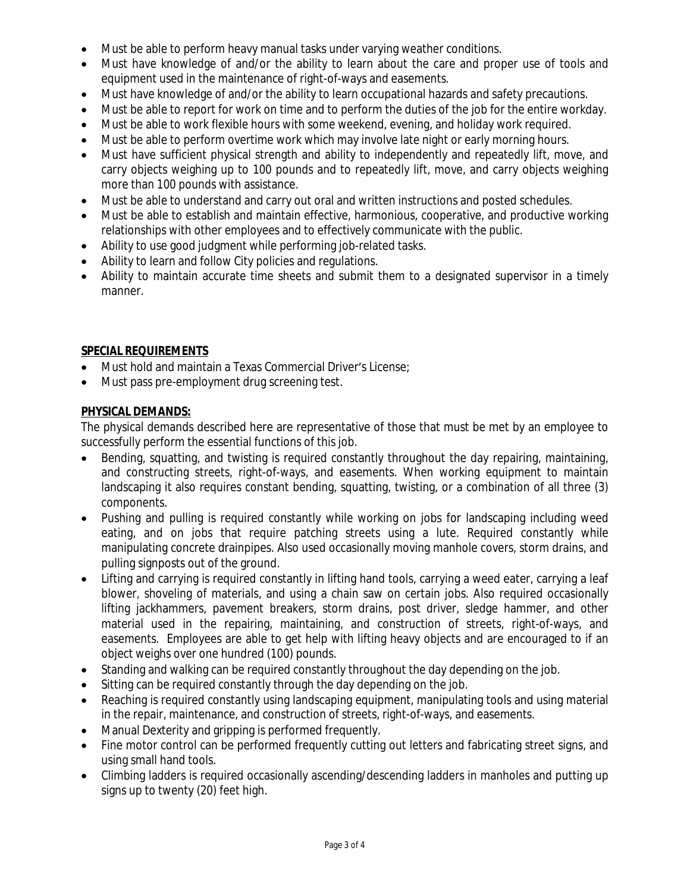- Must be able to perform heavy manual tasks under varying weather conditions.
- Must have knowledge of and/or the ability to learn about the care and proper use of tools and equipment used in the maintenance of right-of-ways and easements.
- Must have knowledge of and/or the ability to learn occupational hazards and safety precautions.
- Must be able to report for work on time and to perform the duties of the job for the entire workday.
- Must be able to work flexible hours with some weekend, evening, and holiday work required.
- Must be able to perform overtime work which may involve late night or early morning hours.
- Must have sufficient physical strength and ability to independently and repeatedly lift, move, and carry objects weighing up to 100 pounds and to repeatedly lift, move, and carry objects weighing more than 100 pounds with assistance.
- Must be able to understand and carry out oral and written instructions and posted schedules.
- Must be able to establish and maintain effective, harmonious, cooperative, and productive working relationships with other employees and to effectively communicate with the public.
- Ability to use good judgment while performing job-related tasks.
- Ability to learn and follow City policies and regulations.
- Ability to maintain accurate time sheets and submit them to a designated supervisor in a timely manner.

**SPECIAL REQUIREMENTS**

- Must hold and maintain a Texas Commercial Driver's License;
- Must pass pre-employment drug screening test.

**PHYSICAL DEMANDS:**

The physical demands described here are representative of those that must be met by an employee to successfully perform the essential functions of this job.

- Bending, squatting, and twisting is required constantly throughout the day repairing, maintaining, and constructing streets, right-of-ways, and easements. When working equipment to maintain landscaping it also requires constant bending, squatting, twisting, or a combination of all three (3) components.
- Pushing and pulling is required constantly while working on jobs for landscaping including weed eating, and on jobs that require patching streets using a lute. Required constantly while manipulating concrete drainpipes. Also used occasionally moving manhole covers, storm drains, and pulling signposts out of the ground.
- Lifting and carrying is required constantly in lifting hand tools, carrying a weed eater, carrying a leaf blower, shoveling of materials, and using a chain saw on certain jobs. Also required occasionally lifting jackhammers, pavement breakers, storm drains, post driver, sledge hammer, and other material used in the repairing, maintaining, and construction of streets, right-of-ways, and easements. Employees are able to get help with lifting heavy objects and are encouraged to if an object weighs over one hundred (100) pounds.
- Standing and walking can be required constantly throughout the day depending on the job.
- Sitting can be required constantly through the day depending on the job.
- Reaching is required constantly using landscaping equipment, manipulating tools and using material in the repair, maintenance, and construction of streets, right-of-ways, and easements.
- Manual Dexterity and gripping is performed frequently.
- Fine motor control can be performed frequently cutting out letters and fabricating street signs, and using small hand tools.
- Climbing ladders is required occasionally ascending/descending ladders in manholes and putting up signs up to twenty (20) feet high.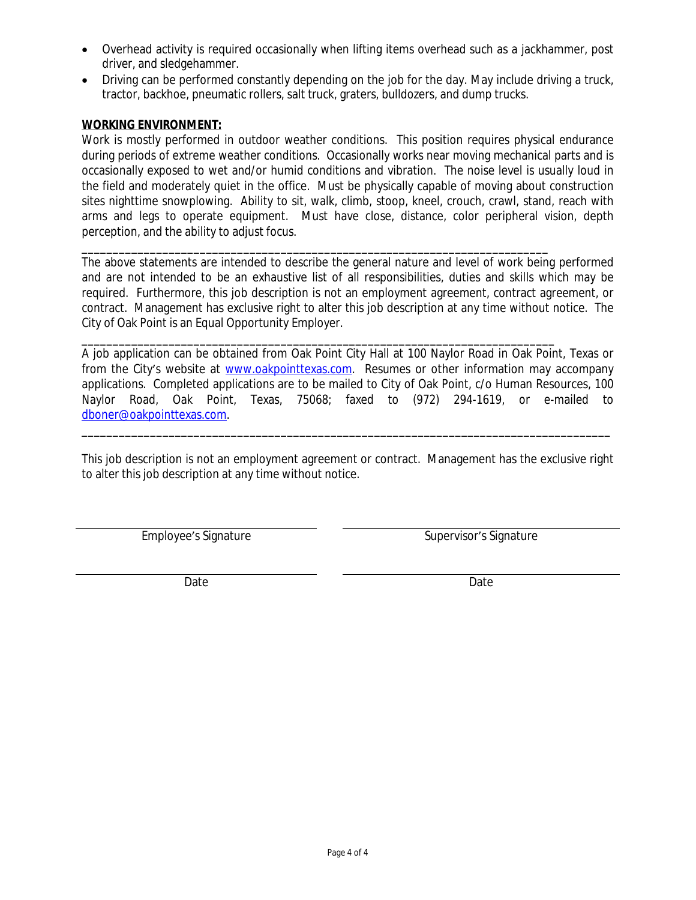- Overhead activity is required occasionally when lifting items overhead such as a jackhammer, post driver, and sledgehammer.
- Driving can be performed constantly depending on the job for the day. May include driving a truck, tractor, backhoe, pneumatic rollers, salt truck, graters, bulldozers, and dump trucks.

**WORKING ENVIRONMENT:**

Work is mostly performed in outdoor weather conditions. This position requires physical endurance during periods of extreme weather conditions. Occasionally works near moving mechanical parts and is occasionally exposed to wet and/or humid conditions and vibration. The noise level is usually loud in the field and moderately quiet in the office. Must be physically capable of moving about construction sites nighttime snowplowing. Ability to sit, walk, climb, stoop, kneel, crouch, crawl, stand, reach with arms and legs to operate equipment. Must have close, distance, color peripheral vision, depth perception, and the ability to adjust focus.

---

The above statements are intended to describe the general nature and level of work being performed and are not intended to be an exhaustive list of all responsibilities, duties and skills which may be required. Furthermore, this job description is not an employment agreement, contract agreement, or contract. Management has exclusive right to alter this job description at any time without notice. The City of Oak Point is an Equal Opportunity Employer.

---

A job application can be obtained from Oak Point City Hall at 100 Naylor Road in Oak Point, Texas or from the City's website at www.oakpointtexas.com. Resumes or other information may accompany applications. Completed applications are to be mailed to City of Oak Point, c/o Human Resources, 100 Naylor Road, Oak Point, Texas, 75068; faxed to (972) 294-1619, or e-mailed to dboner@oakpointtexas.com.

---

This job description is not an employment agreement or contract. Management has the exclusive right to alter this job description at any time without notice.

| | |
|---|---|
| ______________________ | ______________________ |
| Employee's Signature | Supervisor's Signature |
| ______________________ | ______________________ |
| Date | Date |